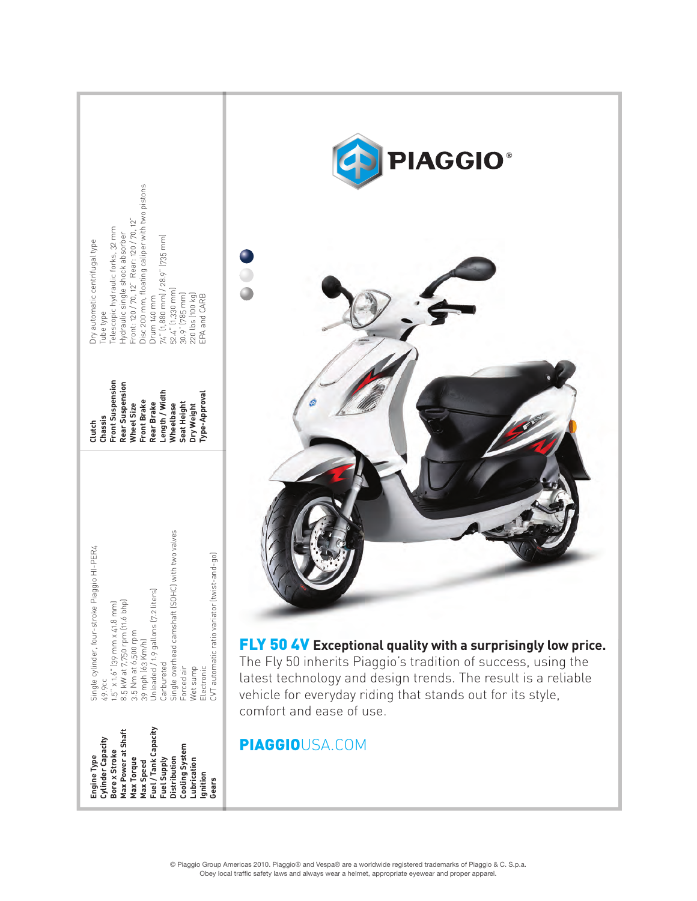PIAGGIO®

| | |
|---|---|
| **Engine Type** | Single cylinder, four-stroke Piaggio HI-PER4 |
| **Cylinder Capacity** | 49.9cc |
| **Bore x Stroke** | 1.5" x 1.6" (39 mm x 41.8 mm) |
| **Max Power at Shaft** | 8.5 kW at 7,750 rpm (11.6 bhp) |
| **Max Torque** | 3.5 Nm at 6,500 rpm |
| **Max Speed** | 39 mph (63 Km/h) |
| **Fuel / Tank Capacity** | Unleaded / 1.9 gallons (7.2 liters) |
| **Fuel Supply** | Carbureted |
| **Distribution** | Single overhead camshaft (SOHC) with two valves |
| **Cooling System** | Forced air |
| **Lubrication** | Wet sump |
| **Ignition** | Electronic |
| **Gears** | CVT automatic ratio variator (twist-and-go) |
| **Clutch** | Dry automatic centrifugal type |
| **Chassis** | Tube type |
| **Front Suspension** | Telescopic hydraulic forks, 32 mm |
| **Rear Suspension** | Hydraulic single shock absorber |
| **Wheel Size** | Front: 120 / 70, 12" Rear: 120 / 70, 12" |
| **Front Brake** | Disc 200 mm, floating caliper with two pistons |
| **Rear Brake** | Drum 140 mm |
| **Length / Width** | 74" (1,880 mm) / 28.9" (735 mm) |
| **Wheelbase** | 52.4" (1,330 mm) |
| **Seat Height** | 30.9" (785 mm) |
| **Dry Weight** | 220 lbs (100 kg) |
| **Type-Approval** | EPA and CARB |

**FLY 50 4V Exceptional quality with a surprisingly low price.**
The Fly 50 inherits Piaggio's tradition of success, using the latest technology and design trends. The result is a reliable vehicle for everyday riding that stands out for its style, comfort and ease of use.

**PIAGGIO**USA.COM

© Piaggio Group Americas 2010. Piaggio® and Vespa® are a worldwide registered trademarks of Piaggio & C. S.p.a.
Obey local traffic safety laws and always wear a helmet, appropriate eyewear and proper apparel.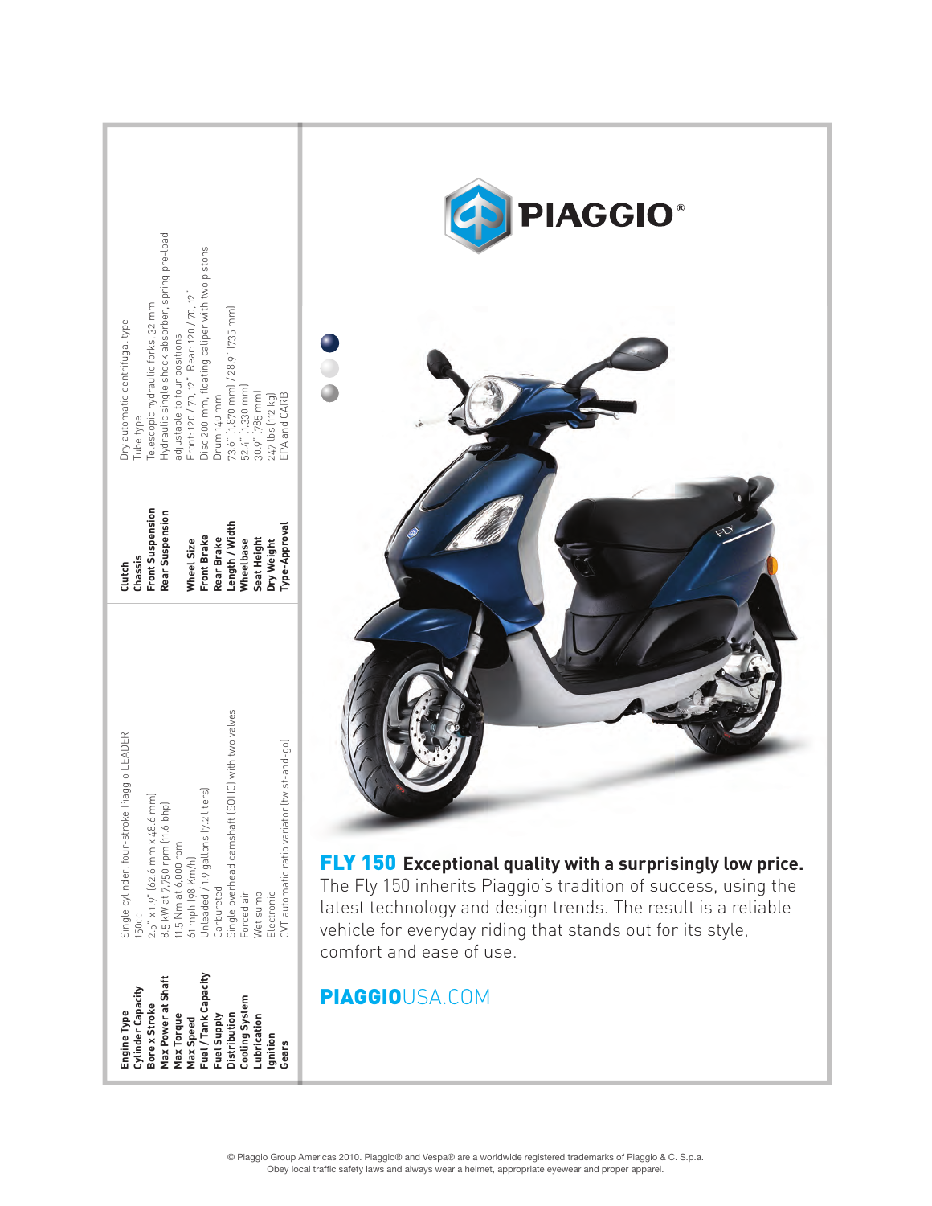# PIAGGIO®

## FLY 150 Exceptional quality with a surprisingly low price.

The Fly 150 inherits Piaggio's tradition of success, using the latest technology and design trends. The result is a reliable vehicle for everyday riding that stands out for its style, comfort and ease of use.

**PIAGGIO**USA.COM

| | |
|---|---|
| **Engine Type** | Single cylinder, four-stroke Piaggio LEADER |
| **Cylinder Capacity** | 150cc |
| **Bore x Stroke** | 2.5" x 1.9" (62.6 mm x 48.6 mm) |
| **Max Power at Shaft** | 8.5 kW at 7,750 rpm (11.6 bhp) |
| **Max Torque** | 11.5 Nm at 6,000 rpm |
| **Max Speed** | 61 mph (98 Km/h) |
| **Fuel / Tank Capacity** | Unleaded / 1.9 gallons (7.2 liters) |
| **Fuel Supply** | Carbureted |
| **Distribution** | Single overhead camshaft (SOHC) with two valves |
| **Cooling System** | Forced air |
| **Lubrication** | Wet sump |
| **Ignition** | Electronic |
| **Gears** | CVT automatic ratio variator (twist-and-go) |
| **Clutch** | Dry automatic centrifugal type |
| **Chassis** | Tube type |
| **Front Suspension** | Telescopic hydraulic forks, 32 mm |
| **Rear Suspension** | Hydraulic single shock absorber, spring pre-load adjustable to four positions |
| **Wheel Size** | Front: 120 / 70, 12" Rear: 120 / 70, 12" |
| **Front Brake** | Disc 200 mm, floating caliper with two pistons |
| **Rear Brake** | Drum 140 mm |
| **Length / Width** | 73.6" (1,870 mm) / 28.9" (735 mm) |
| **Wheelbase** | 52.4" (1,330 mm) |
| **Seat Height** | 30.9" (785 mm) |
| **Dry Weight** | 247 lbs (112 kg) |
| **Type-Approval** | EPA and CARB |

© Piaggio Group Americas 2010. Piaggio® and Vespa® are a worldwide registered trademarks of Piaggio & C. S.p.a.
Obey local traffic safety laws and always wear a helmet, appropriate eyewear and proper apparel.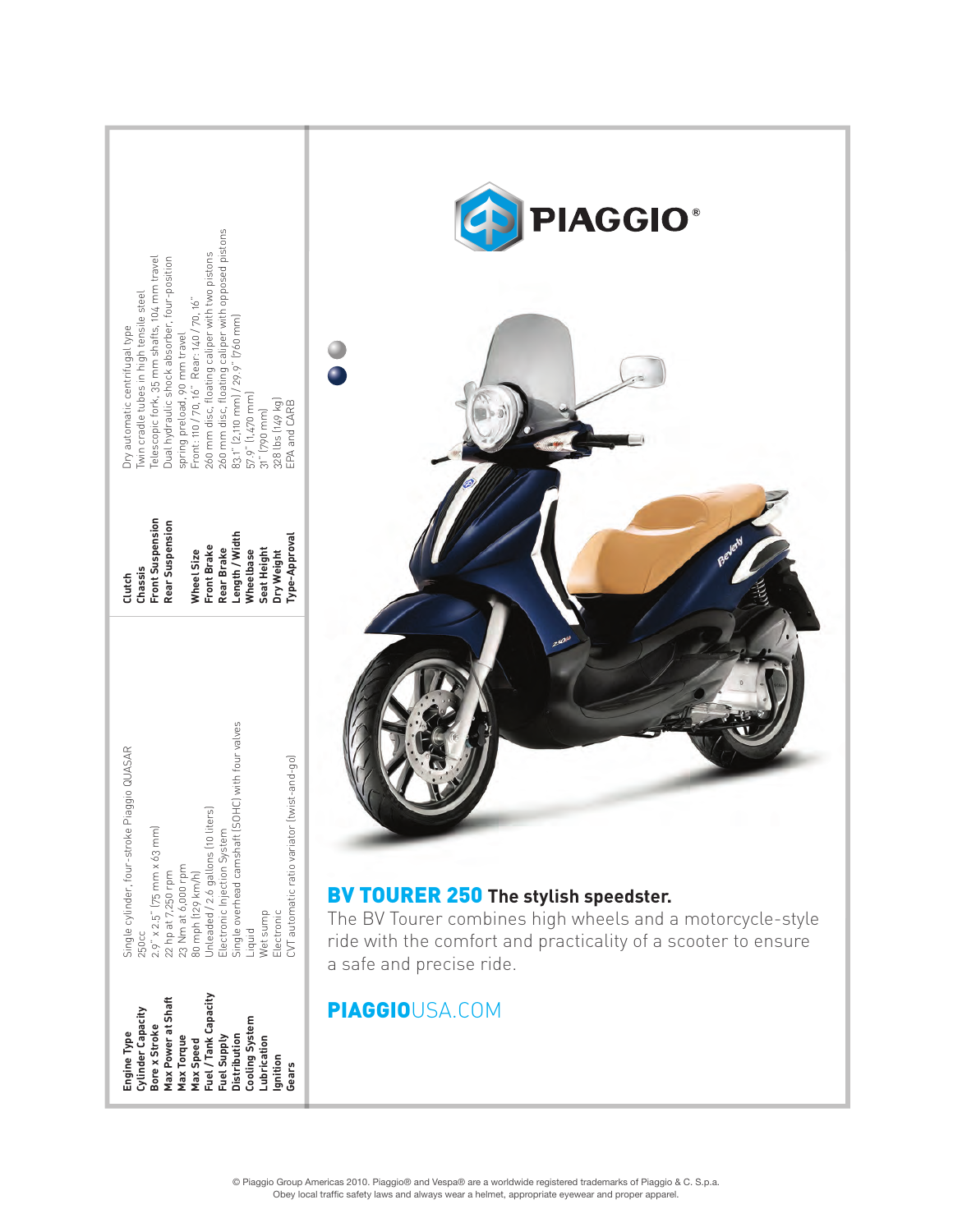PIAGGIO®

## BV TOURER 250 The stylish speedster.

The BV Tourer combines high wheels and a motorcycle-style ride with the comfort and practicality of a scooter to ensure a safe and precise ride.

**PIAGGIO**USA.COM

| | |
|---|---|
| **Engine Type** | Single cylinder, four-stroke Piaggio QUASAR |
| **Cylinder Capacity** | 250cc |
| **Bore x Stroke** | 2.9" x 2.5" (75 mm x 63 mm) |
| **Max Power at Shaft** | 22 hp at 7,250 rpm |
| **Max Torque** | 23 Nm at 6,000 rpm |
| **Max Speed** | 80 mph (129 km/h) |
| **Fuel / Tank Capacity** | Unleaded / 2.6 gallons (10 liters) |
| **Fuel Supply** | Electronic Injection System |
| **Distribution** | Single overhead camshaft (SOHC) with four valves |
| **Cooling System** | Liquid |
| **Lubrication** | Wet sump |
| **Ignition** | Electronic |
| **Gears** | CVT automatic ratio variator (twist-and-go) |
| **Clutch** | Dry automatic centrifugal type |
| **Chassis** | Twin cradle tubes in high tensile steel |
| **Front Suspension** | Telescopic fork, 35 mm shafts, 104 mm travel |
| **Rear Suspension** | Dual hydraulic shock absorber, four-position spring preload, 90 mm travel |
| **Wheel Size** | Front: 110 / 70, 16" Rear: 140 / 70, 16" |
| **Front Brake** | 260 mm disc, floating caliper with two pistons |
| **Rear Brake** | 260 mm disc, floating caliper with opposed pistons |
| **Length / Width** | 83.1" (2,110 mm) / 29.9" (760 mm) |
| **Wheelbase** | 57.9" (1,470 mm) |
| **Seat Height** | 31" (790 mm) |
| **Dry Weight** | 328 lbs (149 kg) |
| **Type-Approval** | EPA and CARB |

© Piaggio Group Americas 2010. Piaggio® and Vespa® are a worldwide registered trademarks of Piaggio & C. S.p.a.
Obey local traffic safety laws and always wear a helmet, appropriate eyewear and proper apparel.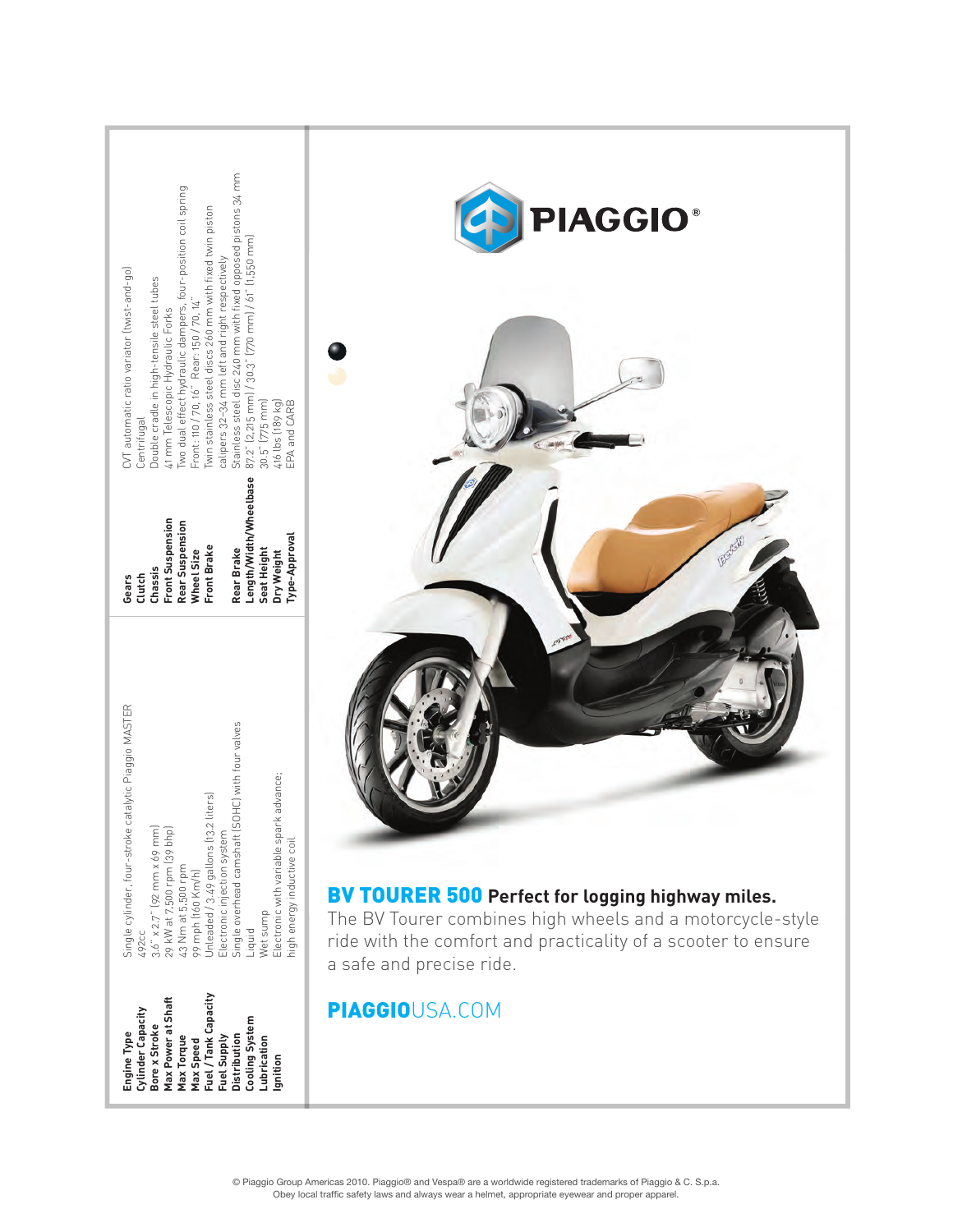| | |
|---|---|
| **Engine Type** | Single cylinder, four-stroke catalytic Piaggio MASTER |
| **Cylinder Capacity** | 492cc |
| **Bore x Stroke** | 3.6" x 2.7" (92 mm x 69 mm) |
| **Max Power at Shaft** | 29 kW at 7,500 rpm (39 bhp) |
| **Max Torque** | 43 Nm at 5,500 rpm |
| **Max Speed** | 99 mph (160 Km/h) |
| **Fuel / Tank Capacity** | Unleaded / 3.49 gallons (13.2 liters) |
| **Fuel Supply** | Electronic injection system |
| **Distribution** | Single overhead camshaft (SOHC) with four valves |
| **Cooling System** | Liquid |
| **Lubrication** | Wet sump |
| **Ignition** | Electronic with variable spark advance; high energy inductive coil |
| **Gears** | CVT automatic ratio variator (twist-and-go) |
| **Clutch** | Centrifugal |
| **Chassis** | Double cradle in high-tensile steel tubes |
| **Front Suspension** | 41 mm Telescopic Hydraulic Forks |
| **Rear Suspension** | Two dual effect hydraulic dampers, four-position coil spring |
| **Wheel Size** | Front: 110 / 70, 16" Rear: 150 / 70, 14" |
| **Front Brake** | Twin stainless steel discs 260 mm with fixed twin piston calipers 32–34 mm left and right respectively |
| **Rear Brake** | Stainless steel disc 240 mm with fixed opposed pistons 34 mm |
| **Length/Width/Wheelbase** | 87.2" (2,215 mm) / 30.3" (770 mm) / 61" (1,550 mm) |
| **Seat Height** | 30.5" (775 mm) |
| **Dry Weight** | 416 lbs (189 kg) |
| **Type-Approval** | EPA and CARB |

PIAGGIO®

**BV TOURER 500** **Perfect for logging highway miles.**

The BV Tourer combines high wheels and a motorcycle-style ride with the comfort and practicality of a scooter to ensure a safe and precise ride.

**PIAGGIO**USA.COM

© Piaggio Group Americas 2010. Piaggio® and Vespa® are a worldwide registered trademarks of Piaggio & C. S.p.a.
Obey local traffic safety laws and always wear a helmet, appropriate eyewear and proper apparel.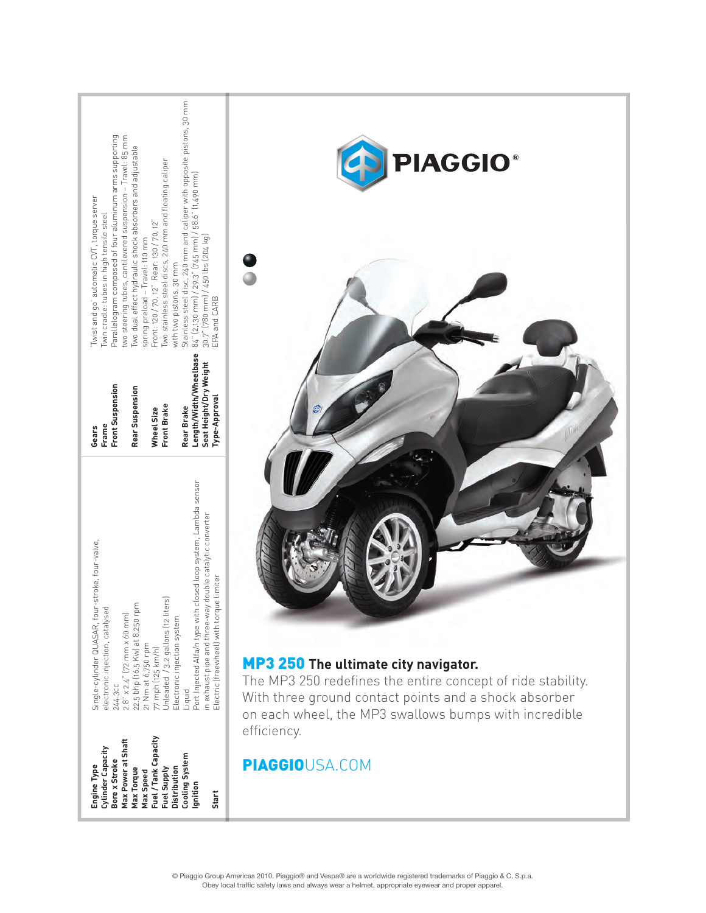PIAGGIO®

| Engine Type | Single-cylinder QUASAR, four-stroke, four-valve, electronic injection, catalysed |
| --- | --- |
| Cylinder Capacity | 244.3cc |
| Bore x Stroke | 2.8" x 2.4" (72 mm x 60 mm) |
| Max Power at Shaft | 22.5 bhp (16.5 Kw) at 8,250 rpm |
| Max Torque | 21 Nm at 6,750 rpm |
| Max Speed | 77 mph (125 km/h) |
| Fuel / Tank Capacity | Unleaded / 3.2 gallons (12 liters) |
| Fuel Supply | Electronic injection system |
| Distribution | Liquid |
| Cooling System | Port Injected Alfa/n type with closed loop system, Lambda sensor in exhaust pipe and three-way double catalytic converter |
| Ignition | Electric (freewheel) with torque limiter |
| Start | |
| Gears | 'Twist and go' automatic CVT, torque server |
| Frame | Twin cradle: tubes in high tensile steel |
| Front Suspension | Parallelogram composed of four aluminum arms supporting two steering tubes, cantilevered suspension – Travel: 85 mm |
| Rear Suspension | Two dual effect hydraulic shock absorbers and adjustable spring preload – Travel: 110 mm |
| Wheel Size | Front: 120 / 70, 12" Rear: 130 / 70, 12" |
| Front Brake | Two stainless steel discs, 240 mm and floating caliper with two pistons, 30 mm |
| Rear Brake | Stainless steel disc, 240 mm and caliper with opposite pistons, 30 mm |
| Length/Width/Wheelbase | 84" (2,130 mm) / 29.3" (745 mm) / 58.6" (1,490 mm) |
| Seat Height/Dry Weight | 30.7" (780 mm) / 450 lbs (204 kg) |
| Type-Approval | EPA and CARB |

## MP3 250 The ultimate city navigator.

The MP3 250 redefines the entire concept of ride stability. With three ground contact points and a shock absorber on each wheel, the MP3 swallows bumps with incredible efficiency.

**PIAGGIO**USA.COM

© Piaggio Group Americas 2010. Piaggio® and Vespa® are a worldwide registered trademarks of Piaggio & C. S.p.a.
Obey local traffic safety laws and always wear a helmet, appropriate eyewear and proper apparel.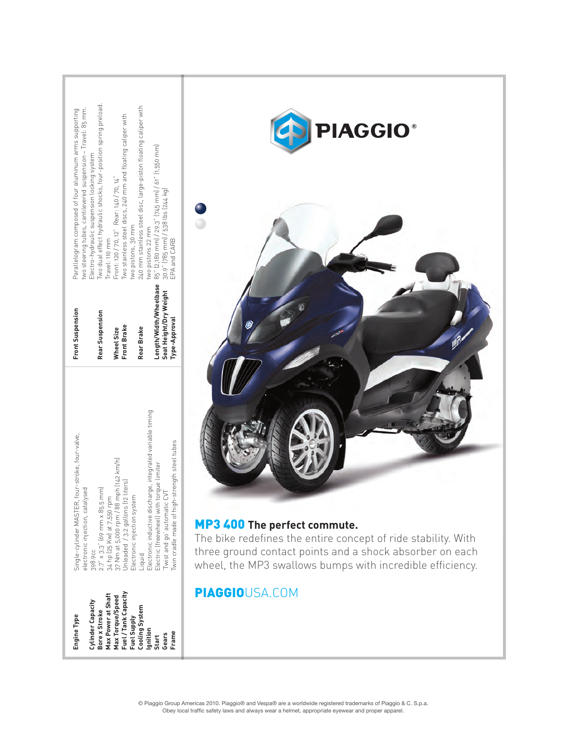PIAGGIO®

**MP3 400 The perfect commute.**

The bike redefines the entire concept of ride stability. With three ground contact points and a shock absorber on each wheel, the MP3 swallows bumps with incredible efficiency.

**PIAGGIO**USA.COM

| | |
|---|---|
| **Engine Type** | Single-cylinder MASTER, four-stroke, four-valve, electronic injection, catalysed |
| **Cylinder Capacity** | 398.9cc |
| **Bore x Stroke** | 2.7" x 3.3" (69 mm x 85.5 mm) |
| **Max Power at Shaft** | 34 hp (25 Kw) at 7,550 rpm |
| **Max Torque/Speed** | 37 Nm at 5,000 rpm / 88 mph (142 km/h) |
| **Fuel / Tank Capacity** | Unleaded / 3.2 gallons (12 liters) |
| **Fuel Supply** | Electronic injection system |
| **Cooling System** | Liquid |
| **Ignition** | Electronic inductive discharge, integrated variable timing |
| **Start** | Electric (freewheel) with torque limiter |
| **Gears** | Twist and go' automatic CVT |
| **Frame** | Twin cradle made of high-strength steel tubes |
| **Front Suspension** | Parallelogram composed of four aluminum arms supporting two steering tubes, cantilevered suspension – Travel: 85 mm. Electro-hydraulic suspension locking system |
| **Rear Suspension** | Two dual effect hydraulic shocks, four-position spring preload. Travel: 110 mm |
| **Wheel Size** | Front: 120 / 70, 12" Rear: 140 / 70, 14" |
| **Front Brake** | Two stainless steel discs, 240 mm and floating caliper with two pistons, 30 mm |
| **Rear Brake** | 240 mm stainless steel disc, large-piston floating caliper with two pistons 22 mm |
| **Length/Width/Wheelbase** | 85" (2,180 mm) / 29.3" (745 mm) / 61" (1,550 mm) |
| **Seat Height/Dry Weight** | 30.9" (785 mm) / 538 lbs (244 kg) |
| **Type-Approval** | EPA and CARB |

© Piaggio Group Americas 2010. Piaggio® and Vespa® are a worldwide registered trademarks of Piaggio & C. S.p.a.
Obey local traffic safety laws and always wear a helmet, appropriate eyewear and proper apparel.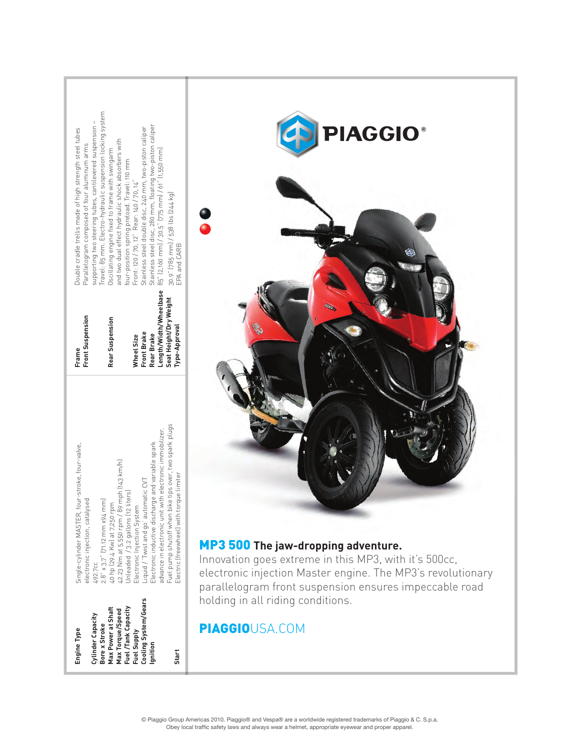PIAGGIO®

**MP3 500 The jaw-dropping adventure.**

Innovation goes extreme in this MP3, with it's 500cc, electronic injection Master engine. The MP3's revolutionary parallelogram front suspension ensures impeccable road holding in all riding conditions.

**PIAGGIO**USA.COM

| | |
|---|---|
| **Engine Type** | Single-cylinder MASTER, four-stroke, four-valve, electronic injection, catalysed |
| **Cylinder Capacity** | 492.7cc |
| **Bore x Stroke** | 2.8" x 3.7" (71.12 mm x94 mm) |
| **Max Power at Shaft** | 40 hp (29.4 Kw) at 7,250 rpm |
| **Max Torque/Speed** | 42.23 Nm at 5,550 rpm / 89 mph (143 km/h) |
| **Fuel /Tank Capacity** | Unleaded / 3.2 gallons (12 liters) |
| **Fuel Supply** | Electronic Injection System |
| **Cooling System/Gears** | Liquid / 'Twist and go' automatic CVT |
| **Ignition** | Electronic inductive discharge and variable spark advance in electronic unit with electronic immobilizer. Fuel pump shutoff when bike tips over, two spark plugs |
| **Start** | Electric (freewheel) with torque limiter |
| **Frame** | Double cradle trellis made of high strength steel tubes |
| **Front Suspension** | Parallelogram composed of four aluminum arms supporting two steering tubes, cantilevered suspension – Travel: 85 mm. Electro-hydraulic suspension locking system |
| **Rear Suspension** | Oscillating engine fixed to frame with swingarm and two dual effect hydraulic shock absorbers with four-position spring preload. Travel: 110 mm |
| **Wheel Size** | Front: 120 / 70, 12" Rear: 140 / 70, 14" |
| **Front Brake** | Stainless steel double disc, 240 mm, two-piston caliper |
| **Rear Brake** | Stainless steel disc, 280 mm, floating two-piston caliper |
| **Length/Width/Wheelbase** | 85" (2,160 mm) / 30.5" (775 mm) / 61" (1,550 mm) |
| **Seat Height/Dry Weight** | 30.9" (785 mm) / 538 lbs (244 kg) |
| **Type-Approval** | EPA and CARB |

© Piaggio Group Americas 2010. Piaggio® and Vespa® are a worldwide registered trademarks of Piaggio & C. S.p.a.
Obey local traffic safety laws and always wear a helmet, appropriate eyewear and proper apparel.